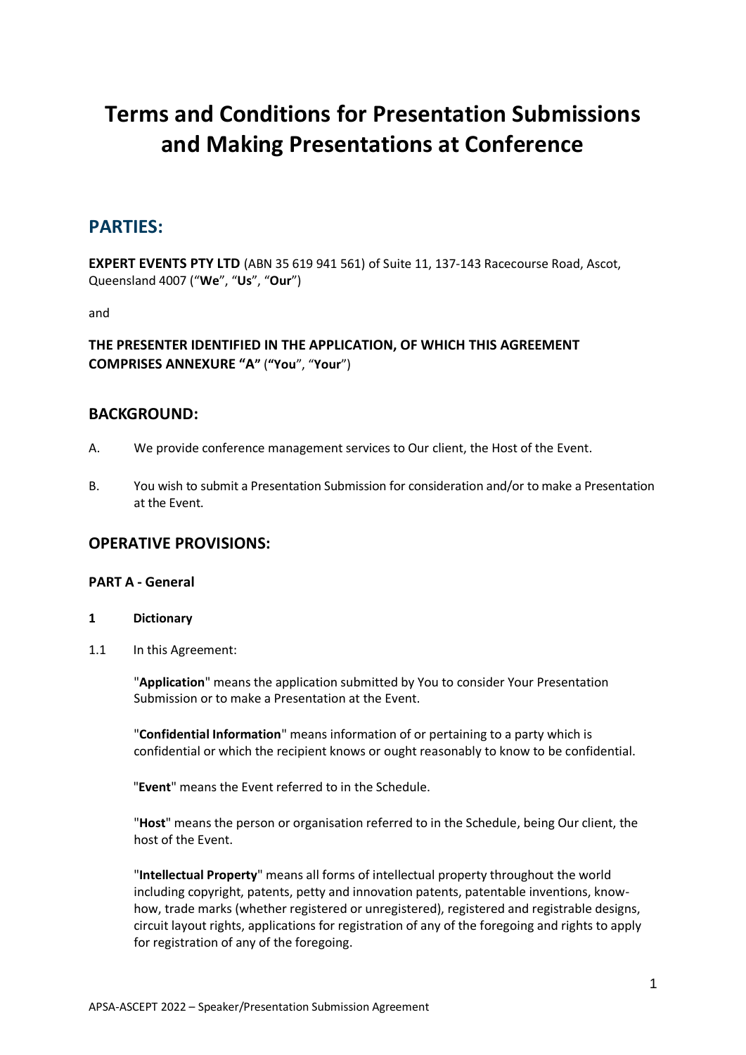# Terms and Conditions for Presentation Submissions and Making Presentations at Conference

## PARTIES:

**EXPERT EVENTS PTY LTD** (ABN 35 619 941 561) of Suite 11, 137-143 Racecourse Road, Ascot, Queensland 4007 ("**We**", "**Us**", "**Our**")

and

**THE PRESENTER IDENTIFIED IN THE APPLICATION, OF WHICH THIS AGREEMENT COMPRISES ANNEXURE "A"** (**"You**", "**Your**")

## BACKGROUND:

A. We provide conference management services to Our client, the Host of the Event.

B. You wish to submit a Presentation Submission for consideration and/or to make a Presentation at the Event.

## OPERATIVE PROVISIONS:

### PART A - General

**1 Dictionary**

1.1 In this Agreement:

"**Application**" means the application submitted by You to consider Your Presentation Submission or to make a Presentation at the Event.

"**Confidential Information**" means information of or pertaining to a party which is confidential or which the recipient knows or ought reasonably to know to be confidential.

"**Event**" means the Event referred to in the Schedule.

"**Host**" means the person or organisation referred to in the Schedule, being Our client, the host of the Event.

"**Intellectual Property**" means all forms of intellectual property throughout the world including copyright, patents, petty and innovation patents, patentable inventions, know-how, trade marks (whether registered or unregistered), registered and registrable designs, circuit layout rights, applications for registration of any of the foregoing and rights to apply for registration of any of the foregoing.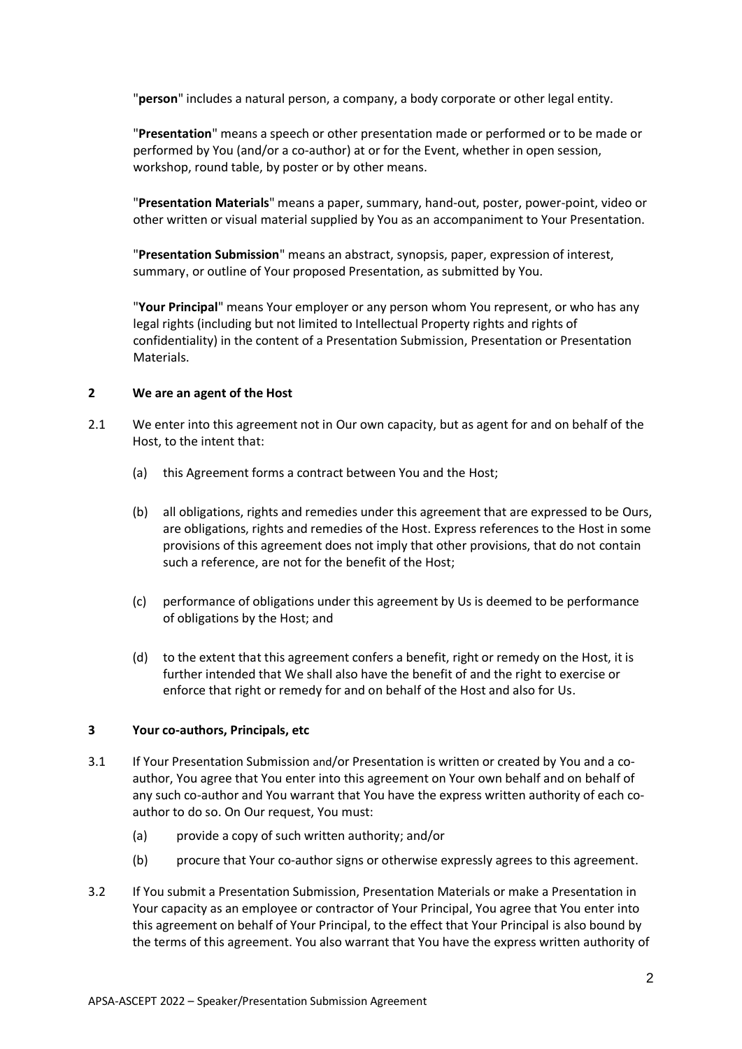"**person**" includes a natural person, a company, a body corporate or other legal entity.

"**Presentation**" means a speech or other presentation made or performed or to be made or performed by You (and/or a co-author) at or for the Event, whether in open session, workshop, round table, by poster or by other means.

"**Presentation Materials**" means a paper, summary, hand-out, poster, power-point, video or other written or visual material supplied by You as an accompaniment to Your Presentation.

"**Presentation Submission**" means an abstract, synopsis, paper, expression of interest, summary, or outline of Your proposed Presentation, as submitted by You.

"**Your Principal**" means Your employer or any person whom You represent, or who has any legal rights (including but not limited to Intellectual Property rights and rights of confidentiality) in the content of a Presentation Submission, Presentation or Presentation Materials.

## 2 We are an agent of the Host

2.1 We enter into this agreement not in Our own capacity, but as agent for and on behalf of the Host, to the intent that:

(a) this Agreement forms a contract between You and the Host;

(b) all obligations, rights and remedies under this agreement that are expressed to be Ours, are obligations, rights and remedies of the Host. Express references to the Host in some provisions of this agreement does not imply that other provisions, that do not contain such a reference, are not for the benefit of the Host;

(c) performance of obligations under this agreement by Us is deemed to be performance of obligations by the Host; and

(d) to the extent that this agreement confers a benefit, right or remedy on the Host, it is further intended that We shall also have the benefit of and the right to exercise or enforce that right or remedy for and on behalf of the Host and also for Us.

## 3 Your co-authors, Principals, etc

3.1 If Your Presentation Submission and/or Presentation is written or created by You and a co-author, You agree that You enter into this agreement on Your own behalf and on behalf of any such co-author and You warrant that You have the express written authority of each co-author to do so. On Our request, You must:

(a) provide a copy of such written authority; and/or

(b) procure that Your co-author signs or otherwise expressly agrees to this agreement.

3.2 If You submit a Presentation Submission, Presentation Materials or make a Presentation in Your capacity as an employee or contractor of Your Principal, You agree that You enter into this agreement on behalf of Your Principal, to the effect that Your Principal is also bound by the terms of this agreement. You also warrant that You have the express written authority of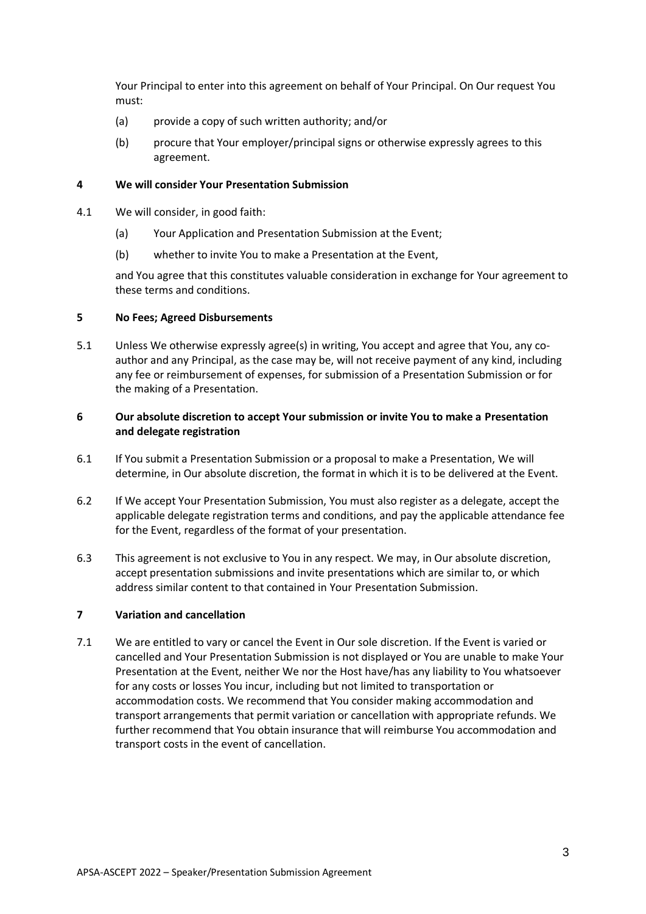Your Principal to enter into this agreement on behalf of Your Principal. On Our request You must:

(a) provide a copy of such written authority; and/or

(b) procure that Your employer/principal signs or otherwise expressly agrees to this agreement.

## 4 We will consider Your Presentation Submission

4.1 We will consider, in good faith:

(a) Your Application and Presentation Submission at the Event;

(b) whether to invite You to make a Presentation at the Event,

and You agree that this constitutes valuable consideration in exchange for Your agreement to these terms and conditions.

## 5 No Fees; Agreed Disbursements

5.1 Unless We otherwise expressly agree(s) in writing, You accept and agree that You, any co-author and any Principal, as the case may be, will not receive payment of any kind, including any fee or reimbursement of expenses, for submission of a Presentation Submission or for the making of a Presentation.

## 6 Our absolute discretion to accept Your submission or invite You to make a Presentation and delegate registration

6.1 If You submit a Presentation Submission or a proposal to make a Presentation, We will determine, in Our absolute discretion, the format in which it is to be delivered at the Event.

6.2 If We accept Your Presentation Submission, You must also register as a delegate, accept the applicable delegate registration terms and conditions, and pay the applicable attendance fee for the Event, regardless of the format of your presentation.

6.3 This agreement is not exclusive to You in any respect. We may, in Our absolute discretion, accept presentation submissions and invite presentations which are similar to, or which address similar content to that contained in Your Presentation Submission.

## 7 Variation and cancellation

7.1 We are entitled to vary or cancel the Event in Our sole discretion. If the Event is varied or cancelled and Your Presentation Submission is not displayed or You are unable to make Your Presentation at the Event, neither We nor the Host have/has any liability to You whatsoever for any costs or losses You incur, including but not limited to transportation or accommodation costs. We recommend that You consider making accommodation and transport arrangements that permit variation or cancellation with appropriate refunds. We further recommend that You obtain insurance that will reimburse You accommodation and transport costs in the event of cancellation.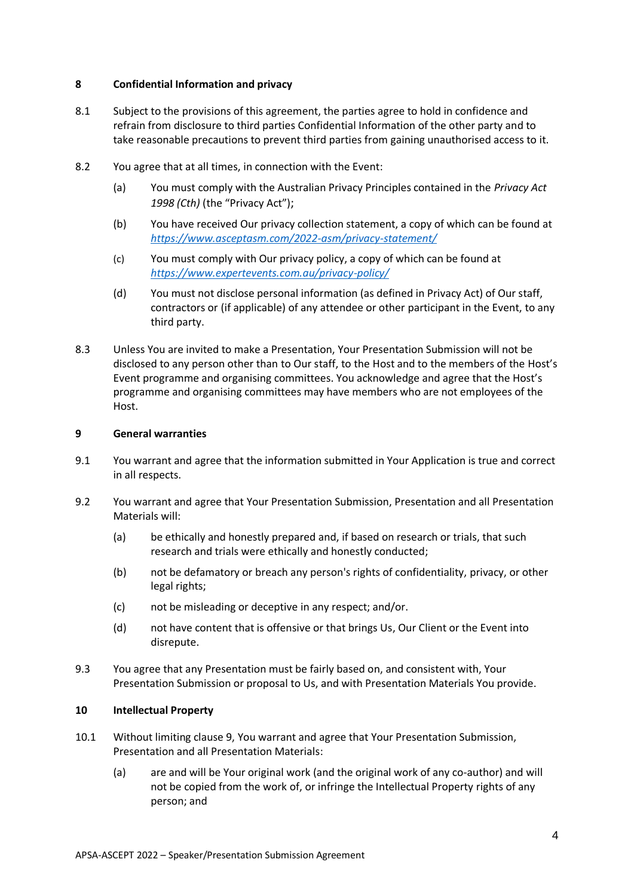## 8 Confidential Information and privacy

8.1 Subject to the provisions of this agreement, the parties agree to hold in confidence and refrain from disclosure to third parties Confidential Information of the other party and to take reasonable precautions to prevent third parties from gaining unauthorised access to it.

8.2 You agree that at all times, in connection with the Event:

(a) You must comply with the Australian Privacy Principles contained in the *Privacy Act 1998 (Cth)* (the "Privacy Act");

(b) You have received Our privacy collection statement, a copy of which can be found at [https://www.asceptasm.com/2022-asm/privacy-statement/](https://www.asceptasm.com/2022-asm/privacy-statement/)

(c) You must comply with Our privacy policy, a copy of which can be found at [https://www.expertevents.com.au/privacy-policy/](https://www.expertevents.com.au/privacy-policy/)

(d) You must not disclose personal information (as defined in Privacy Act) of Our staff, contractors or (if applicable) of any attendee or other participant in the Event, to any third party.

8.3 Unless You are invited to make a Presentation, Your Presentation Submission will not be disclosed to any person other than to Our staff, to the Host and to the members of the Host's Event programme and organising committees. You acknowledge and agree that the Host's programme and organising committees may have members who are not employees of the Host.

## 9 General warranties

9.1 You warrant and agree that the information submitted in Your Application is true and correct in all respects.

9.2 You warrant and agree that Your Presentation Submission, Presentation and all Presentation Materials will:

(a) be ethically and honestly prepared and, if based on research or trials, that such research and trials were ethically and honestly conducted;

(b) not be defamatory or breach any person's rights of confidentiality, privacy, or other legal rights;

(c) not be misleading or deceptive in any respect; and/or.

(d) not have content that is offensive or that brings Us, Our Client or the Event into disrepute.

9.3 You agree that any Presentation must be fairly based on, and consistent with, Your Presentation Submission or proposal to Us, and with Presentation Materials You provide.

## 10 Intellectual Property

10.1 Without limiting clause 9, You warrant and agree that Your Presentation Submission, Presentation and all Presentation Materials:

(a) are and will be Your original work (and the original work of any co-author) and will not be copied from the work of, or infringe the Intellectual Property rights of any person; and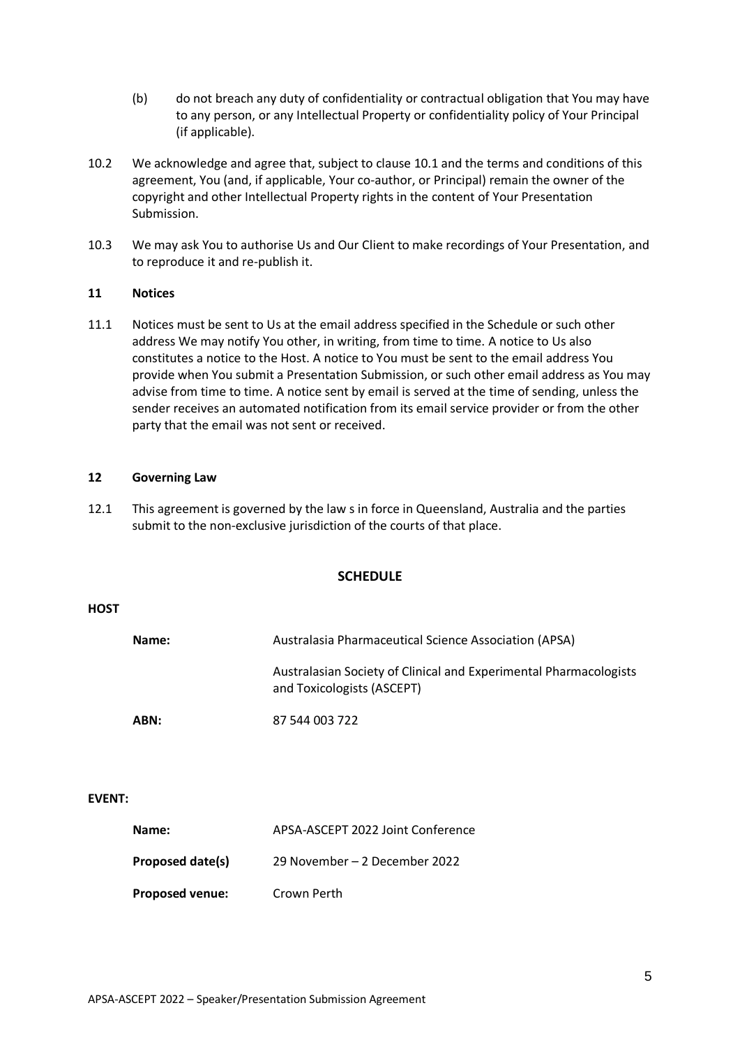(b) do not breach any duty of confidentiality or contractual obligation that You may have to any person, or any Intellectual Property or confidentiality policy of Your Principal (if applicable).

10.2 We acknowledge and agree that, subject to clause 10.1 and the terms and conditions of this agreement, You (and, if applicable, Your co-author, or Principal) remain the owner of the copyright and other Intellectual Property rights in the content of Your Presentation Submission.

10.3 We may ask You to authorise Us and Our Client to make recordings of Your Presentation, and to reproduce it and re-publish it.

## 11 Notices

11.1 Notices must be sent to Us at the email address specified in the Schedule or such other address We may notify You other, in writing, from time to time. A notice to Us also constitutes a notice to the Host. A notice to You must be sent to the email address You provide when You submit a Presentation Submission, or such other email address as You may advise from time to time. A notice sent by email is served at the time of sending, unless the sender receives an automated notification from its email service provider or from the other party that the email was not sent or received.

## 12 Governing Law

12.1 This agreement is governed by the law s in force in Queensland, Australia and the parties submit to the non-exclusive jurisdiction of the courts of that place.

## SCHEDULE

**HOST**

| | |
|---|---|
| **Name:** | Australasia Pharmaceutical Science Association (APSA) |
| | Australasian Society of Clinical and Experimental Pharmacologists and Toxicologists (ASCEPT) |
| **ABN:** | 87 544 003 722 |

**EVENT:**

| | |
|---|---|
| **Name:** | APSA-ASCEPT 2022 Joint Conference |
| **Proposed date(s)** | 29 November – 2 December 2022 |
| **Proposed venue:** | Crown Perth |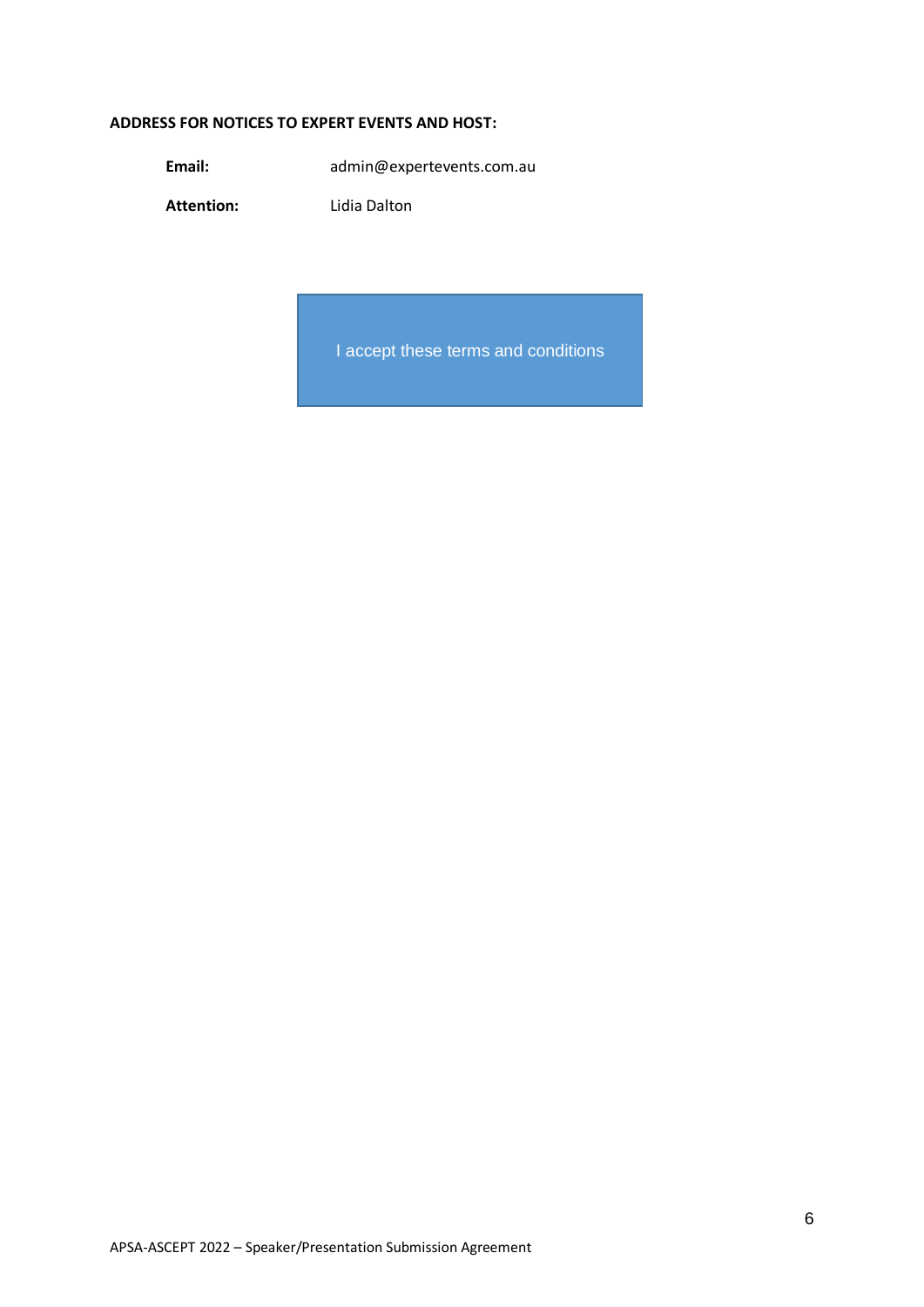**ADDRESS FOR NOTICES TO EXPERT EVENTS AND HOST:**

| | |
|---|---|
| **Email:** | admin@expertevents.com.au |
| **Attention:** | Lidia Dalton |

I accept these terms and conditions